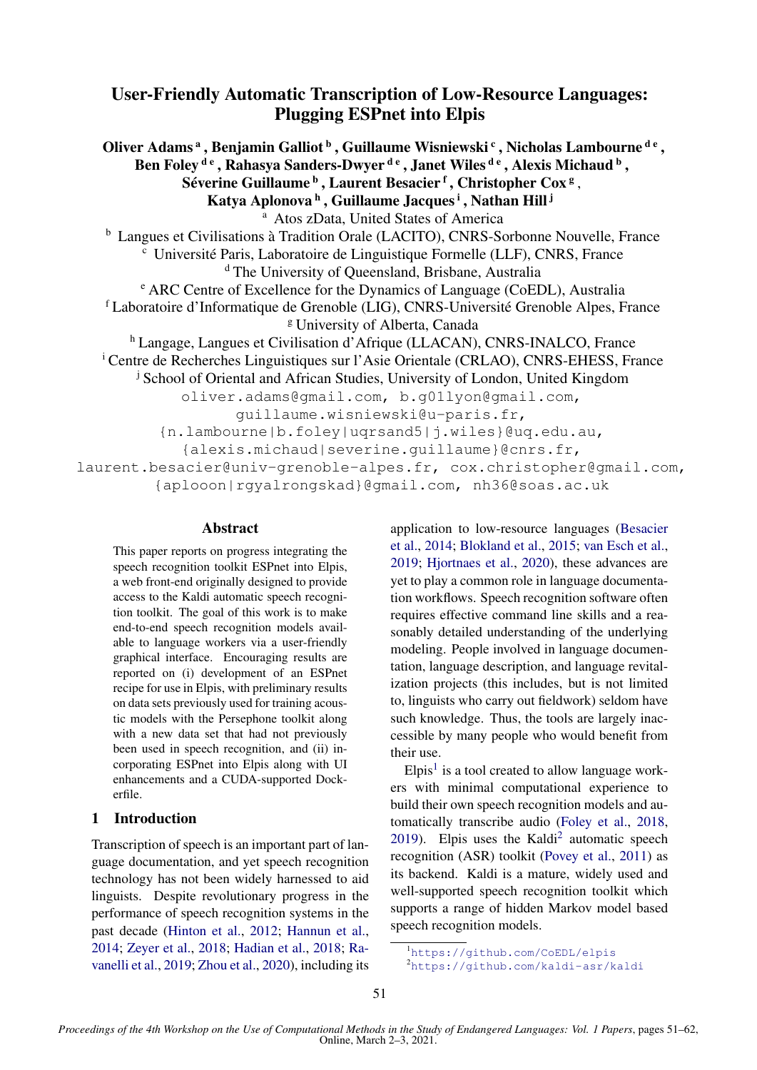# User-Friendly Automatic Transcription of Low-Resource Languages: Plugging ESPnet into Elpis

**Oliver Adams [a], Benjamin Galliot [b], Guillaume Wisniewski [c], Nicholas Lambourne [d e], Ben Foley [d e], Rahasya Sanders-Dwyer [d e], Janet Wiles [d e], Alexis Michaud [b], Séverine Guillaume [b], Laurent Besacier [f], Christopher Cox [g], Katya Aplonova [h], Guillaume Jacques [i], Nathan Hill [j]**

[a] Atos zData, United States of America
[b] Langues et Civilisations à Tradition Orale (LACITO), CNRS-Sorbonne Nouvelle, France
[c] Université Paris, Laboratoire de Linguistique Formelle (LLF), CNRS, France
[d] The University of Queensland, Brisbane, Australia
[e] ARC Centre of Excellence for the Dynamics of Language (CoEDL), Australia
[f] Laboratoire d'Informatique de Grenoble (LIG), CNRS-Université Grenoble Alpes, France
[g] University of Alberta, Canada
[h] Langage, Langues et Civilisation d'Afrique (LLACAN), CNRS-INALCO, France
[i] Centre de Recherches Linguistiques sur l'Asie Orientale (CRLAO), CNRS-EHESS, France
[j] School of Oriental and African Studies, University of London, United Kingdom

oliver.adams@gmail.com, b.g01lyon@gmail.com, guillaume.wisniewski@u-paris.fr, {n.lambourne|b.foley|uqrsand5|j.wiles}@uq.edu.au, {alexis.michaud|severine.guillaume}@cnrs.fr, laurent.besacier@univ-grenoble-alpes.fr, cox.christopher@gmail.com, {aplooon|rgyalrongskad}@gmail.com, nh36@soas.ac.uk

## Abstract

This paper reports on progress integrating the speech recognition toolkit ESPnet into Elpis, a web front-end originally designed to provide access to the Kaldi automatic speech recognition toolkit. The goal of this work is to make end-to-end speech recognition models available to language workers via a user-friendly graphical interface. Encouraging results are reported on (i) development of an ESPnet recipe for use in Elpis, with preliminary results on data sets previously used for training acoustic models with the Persephone toolkit along with a new data set that had not previously been used in speech recognition, and (ii) incorporating ESPnet into Elpis along with UI enhancements and a CUDA-supported Dockerfile.

## 1 Introduction

Transcription of speech is an important part of language documentation, and yet speech recognition technology has not been widely harnessed to aid linguists. Despite revolutionary progress in the performance of speech recognition systems in the past decade (Hinton et al., 2012; Hannun et al., 2014; Zeyer et al., 2018; Hadian et al., 2018; Ravanelli et al., 2019; Zhou et al., 2020), including its application to low-resource languages (Besacier et al., 2014; Blokland et al., 2015; van Esch et al., 2019; Hjortnaes et al., 2020), these advances are yet to play a common role in language documentation workflows. Speech recognition software often requires effective command line skills and a reasonably detailed understanding of the underlying modeling. People involved in language documentation, language description, and language revitalization projects (this includes, but is not limited to, linguists who carry out fieldwork) seldom have such knowledge. Thus, the tools are largely inaccessible by many people who would benefit from their use.

Elpis[1] is a tool created to allow language workers with minimal computational experience to build their own speech recognition models and automatically transcribe audio (Foley et al., 2018, 2019). Elpis uses the Kaldi[2] automatic speech recognition (ASR) toolkit (Povey et al., 2011) as its backend. Kaldi is a mature, widely used and well-supported speech recognition toolkit which supports a range of hidden Markov model based speech recognition models.

[1] https://github.com/CoEDL/elpis
[2] https://github.com/kaldi-asr/kaldi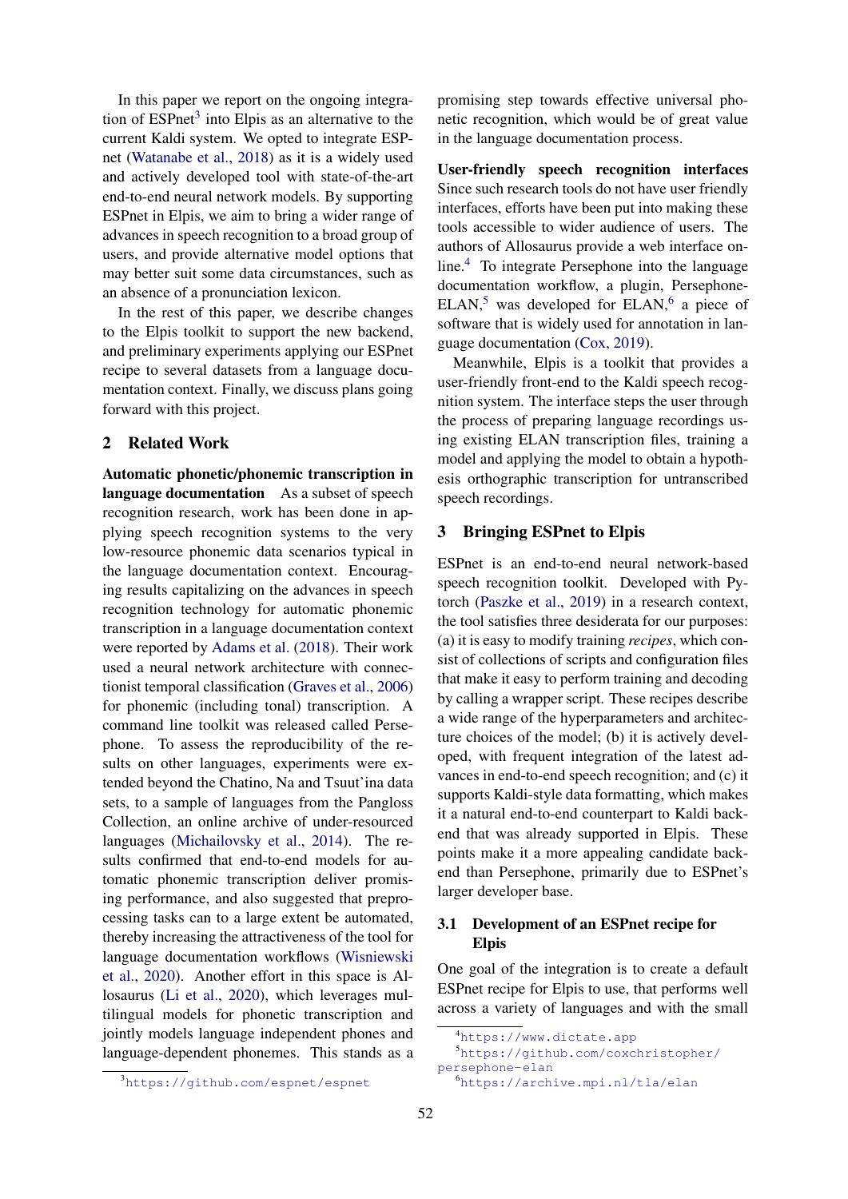In this paper we report on the ongoing integration of ESPnet[3] into Elpis as an alternative to the current Kaldi system. We opted to integrate ESPnet (Watanabe et al., 2018) as it is a widely used and actively developed tool with state-of-the-art end-to-end neural network models. By supporting ESPnet in Elpis, we aim to bring a wider range of advances in speech recognition to a broad group of users, and provide alternative model options that may better suit some data circumstances, such as an absence of a pronunciation lexicon.

In the rest of this paper, we describe changes to the Elpis toolkit to support the new backend, and preliminary experiments applying our ESPnet recipe to several datasets from a language documentation context. Finally, we discuss plans going forward with this project.

## 2 Related Work

**Automatic phonetic/phonemic transcription in language documentation** As a subset of speech recognition research, work has been done in applying speech recognition systems to the very low-resource phonemic data scenarios typical in the language documentation context. Encouraging results capitalizing on the advances in speech recognition technology for automatic phonemic transcription in a language documentation context were reported by Adams et al. (2018). Their work used a neural network architecture with connectionist temporal classification (Graves et al., 2006) for phonemic (including tonal) transcription. A command line toolkit was released called Persephone. To assess the reproducibility of the results on other languages, experiments were extended beyond the Chatino, Na and Tsuut'ina data sets, to a sample of languages from the Pangloss Collection, an online archive of under-resourced languages (Michailovsky et al., 2014). The results confirmed that end-to-end models for automatic phonemic transcription deliver promising performance, and also suggested that preprocessing tasks can to a large extent be automated, thereby increasing the attractiveness of the tool for language documentation workflows (Wisniewski et al., 2020). Another effort in this space is Allosaurus (Li et al., 2020), which leverages multilingual models for phonetic transcription and jointly models language independent phones and language-dependent phonemes. This stands as a promising step towards effective universal phonetic recognition, which would be of great value in the language documentation process.

**User-friendly speech recognition interfaces** Since such research tools do not have user friendly interfaces, efforts have been put into making these tools accessible to wider audience of users. The authors of Allosaurus provide a web interface online.[4] To integrate Persephone into the language documentation workflow, a plugin, Persephone-ELAN,[5] was developed for ELAN,[6] a piece of software that is widely used for annotation in language documentation (Cox, 2019).

Meanwhile, Elpis is a toolkit that provides a user-friendly front-end to the Kaldi speech recognition system. The interface steps the user through the process of preparing language recordings using existing ELAN transcription files, training a model and applying the model to obtain a hypothesis orthographic transcription for untranscribed speech recordings.

## 3 Bringing ESPnet to Elpis

ESPnet is an end-to-end neural network-based speech recognition toolkit. Developed with Pytorch (Paszke et al., 2019) in a research context, the tool satisfies three desiderata for our purposes: (a) it is easy to modify training *recipes*, which consist of collections of scripts and configuration files that make it easy to perform training and decoding by calling a wrapper script. These recipes describe a wide range of the hyperparameters and architecture choices of the model; (b) it is actively developed, with frequent integration of the latest advances in end-to-end speech recognition; and (c) it supports Kaldi-style data formatting, which makes it a natural end-to-end counterpart to Kaldi backend that was already supported in Elpis. These points make it a more appealing candidate backend than Persephone, primarily due to ESPnet's larger developer base.

### 3.1 Development of an ESPnet recipe for Elpis

One goal of the integration is to create a default ESPnet recipe for Elpis to use, that performs well across a variety of languages and with the small

[3] https://github.com/espnet/espnet

[4] https://www.dictate.app

[5] https://github.com/coxchristopher/persephone-elan

[6] https://archive.mpi.nl/tla/elan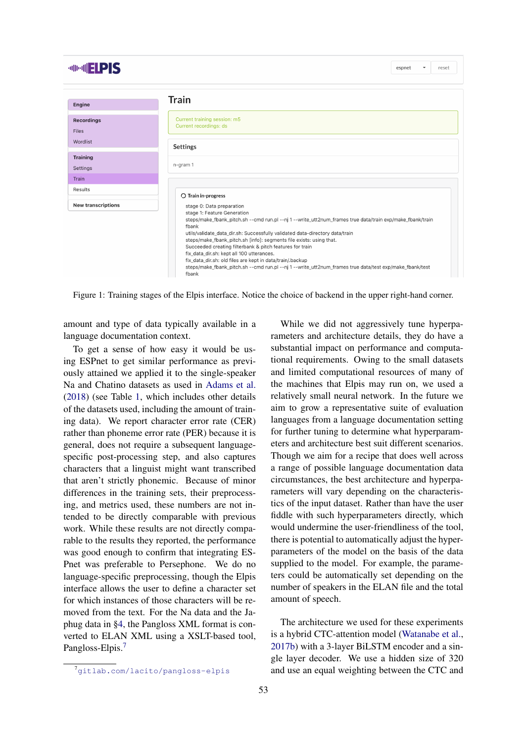Figure 1: Training stages of the Elpis interface. Notice the choice of backend in the upper right-hand corner.

amount and type of data typically available in a language documentation context.

To get a sense of how easy it would be using ESPnet to get similar performance as previously attained we applied it to the single-speaker Na and Chatino datasets as used in Adams et al. (2018) (see Table 1, which includes other details of the datasets used, including the amount of training data). We report character error rate (CER) rather than phoneme error rate (PER) because it is general, does not require a subsequent language-specific post-processing step, and also captures characters that a linguist might want transcribed that aren't strictly phonemic. Because of minor differences in the training sets, their preprocessing, and metrics used, these numbers are not intended to be directly comparable with previous work. While these results are not directly comparable to the results they reported, the performance was good enough to confirm that integrating ESPnet was preferable to Persephone. We do no language-specific preprocessing, though the Elpis interface allows the user to define a character set for which instances of those characters will be removed from the text. For the Na data and the Japhug data in §4, the Pangloss XML format is converted to ELAN XML using a XSLT-based tool, Pangloss-Elpis.[7]

While we did not aggressively tune hyperparameters and architecture details, they do have a substantial impact on performance and computational requirements. Owing to the small datasets and limited computational resources of many of the machines that Elpis may run on, we used a relatively small neural network. In the future we aim to grow a representative suite of evaluation languages from a language documentation setting for further tuning to determine what hyperparameters and architecture best suit different scenarios. Though we aim for a recipe that does well across a range of possible language documentation data circumstances, the best architecture and hyperparameters will vary depending on the characteristics of the input dataset. Rather than have the user fiddle with such hyperparameters directly, which would undermine the user-friendliness of the tool, there is potential to automatically adjust the hyperparameters of the model on the basis of the data supplied to the model. For example, the parameters could be automatically set depending on the number of speakers in the ELAN file and the total amount of speech.

The architecture we used for these experiments is a hybrid CTC-attention model (Watanabe et al., 2017b) with a 3-layer BiLSTM encoder and a single layer decoder. We use a hidden size of 320 and use an equal weighting between the CTC and

[7] gitlab.com/lacito/pangloss-elpis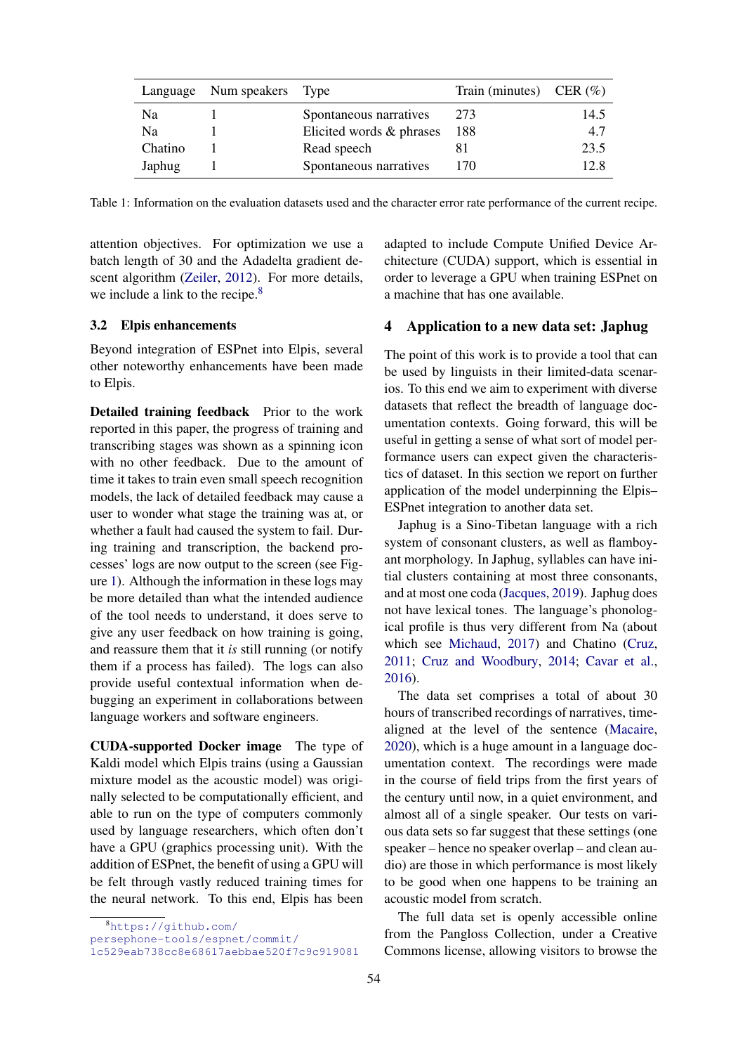| Language | Num speakers | Type | Train (minutes) | CER (%) |
|---|---|---|---|---|
| Na | 1 | Spontaneous narratives | 273 | 14.5 |
| Na | 1 | Elicited words & phrases | 188 | 4.7 |
| Chatino | 1 | Read speech | 81 | 23.5 |
| Japhug | 1 | Spontaneous narratives | 170 | 12.8 |

Table 1: Information on the evaluation datasets used and the character error rate performance of the current recipe.

attention objectives. For optimization we use a batch length of 30 and the Adadelta gradient descent algorithm (Zeiler, 2012). For more details, we include a link to the recipe.[8]

### 3.2 Elpis enhancements

Beyond integration of ESPnet into Elpis, several other noteworthy enhancements have been made to Elpis.

**Detailed training feedback** Prior to the work reported in this paper, the progress of training and transcribing stages was shown as a spinning icon with no other feedback. Due to the amount of time it takes to train even small speech recognition models, the lack of detailed feedback may cause a user to wonder what stage the training was at, or whether a fault had caused the system to fail. During training and transcription, the backend processes' logs are now output to the screen (see Figure 1). Although the information in these logs may be more detailed than what the intended audience of the tool needs to understand, it does serve to give any user feedback on how training is going, and reassure them that it *is* still running (or notify them if a process has failed). The logs can also provide useful contextual information when debugging an experiment in collaborations between language workers and software engineers.

**CUDA-supported Docker image** The type of Kaldi model which Elpis trains (using a Gaussian mixture model as the acoustic model) was originally selected to be computationally efficient, and able to run on the type of computers commonly used by language researchers, which often don't have a GPU (graphics processing unit). With the addition of ESPnet, the benefit of using a GPU will be felt through vastly reduced training times for the neural network. To this end, Elpis has been adapted to include Compute Unified Device Architecture (CUDA) support, which is essential in order to leverage a GPU when training ESPnet on a machine that has one available.

## 4 Application to a new data set: Japhug

The point of this work is to provide a tool that can be used by linguists in their limited-data scenarios. To this end we aim to experiment with diverse datasets that reflect the breadth of language documentation contexts. Going forward, this will be useful in getting a sense of what sort of model performance users can expect given the characteristics of dataset. In this section we report on further application of the model underpinning the Elpis–ESPnet integration to another data set.

Japhug is a Sino-Tibetan language with a rich system of consonant clusters, as well as flamboyant morphology. In Japhug, syllables can have initial clusters containing at most three consonants, and at most one coda (Jacques, 2019). Japhug does not have lexical tones. The language's phonological profile is thus very different from Na (about which see Michaud, 2017) and Chatino (Cruz, 2011; Cruz and Woodbury, 2014; Cavar et al., 2016).

The data set comprises a total of about 30 hours of transcribed recordings of narratives, time-aligned at the level of the sentence (Macaire, 2020), which is a huge amount in a language documentation context. The recordings were made in the course of field trips from the first years of the century until now, in a quiet environment, and almost all of a single speaker. Our tests on various data sets so far suggest that these settings (one speaker – hence no speaker overlap – and clean audio) are those in which performance is most likely to be good when one happens to be training an acoustic model from scratch.

The full data set is openly accessible online from the Pangloss Collection, under a Creative Commons license, allowing visitors to browse the

[8] https://github.com/persephone-tools/espnet/commit/1c529eab738cc8e68617aebbae520f7c9c919081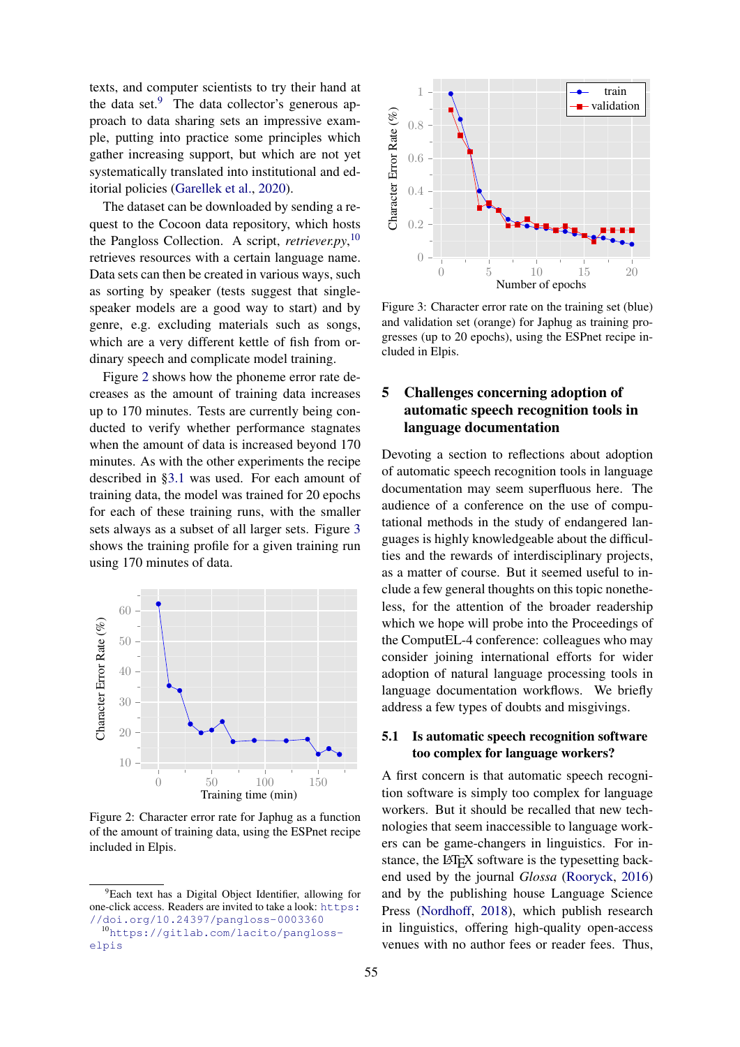texts, and computer scientists to try their hand at the data set.[9] The data collector's generous approach to data sharing sets an impressive example, putting into practice some principles which gather increasing support, but which are not yet systematically translated into institutional and editorial policies (Garellek et al., 2020).

The dataset can be downloaded by sending a request to the Cocoon data repository, which hosts the Pangloss Collection. A script, *retriever.py*,[10] retrieves resources with a certain language name. Data sets can then be created in various ways, such as sorting by speaker (tests suggest that single-speaker models are a good way to start) and by genre, e.g. excluding materials such as songs, which are a very different kettle of fish from ordinary speech and complicate model training.

Figure 2 shows how the phoneme error rate decreases as the amount of training data increases up to 170 minutes. Tests are currently being conducted to verify whether performance stagnates when the amount of data is increased beyond 170 minutes. As with the other experiments the recipe described in §3.1 was used. For each amount of training data, the model was trained for 20 epochs for each of these training runs, with the smaller sets always as a subset of all larger sets. Figure 3 shows the training profile for a given training run using 170 minutes of data.

Figure 2: Character error rate for Japhug as a function of the amount of training data, using the ESPnet recipe included in Elpis.

Figure 3: Character error rate on the training set (blue) and validation set (orange) for Japhug as training progresses (up to 20 epochs), using the ESPnet recipe included in Elpis.

## 5 Challenges concerning adoption of automatic speech recognition tools in language documentation

Devoting a section to reflections about adoption of automatic speech recognition tools in language documentation may seem superfluous here. The audience of a conference on the use of computational methods in the study of endangered languages is highly knowledgeable about the difficulties and the rewards of interdisciplinary projects, as a matter of course. But it seemed useful to include a few general thoughts on this topic nonetheless, for the attention of the broader readership which we hope will probe into the Proceedings of the ComputEL-4 conference: colleagues who may consider joining international efforts for wider adoption of natural language processing tools in language documentation workflows. We briefly address a few types of doubts and misgivings.

### 5.1 Is automatic speech recognition software too complex for language workers?

A first concern is that automatic speech recognition software is simply too complex for language workers. But it should be recalled that new technologies that seem inaccessible to language workers can be game-changers in linguistics. For instance, the LaTeX software is the typesetting backend used by the journal *Glossa* (Rooryck, 2016) and by the publishing house Language Science Press (Nordhoff, 2018), which publish research in linguistics, offering high-quality open-access venues with no author fees or reader fees. Thus,

[9] Each text has a Digital Object Identifier, allowing for one-click access. Readers are invited to take a look: https://doi.org/10.24397/pangloss-0003360

[10] https://gitlab.com/lacito/pangloss-elpis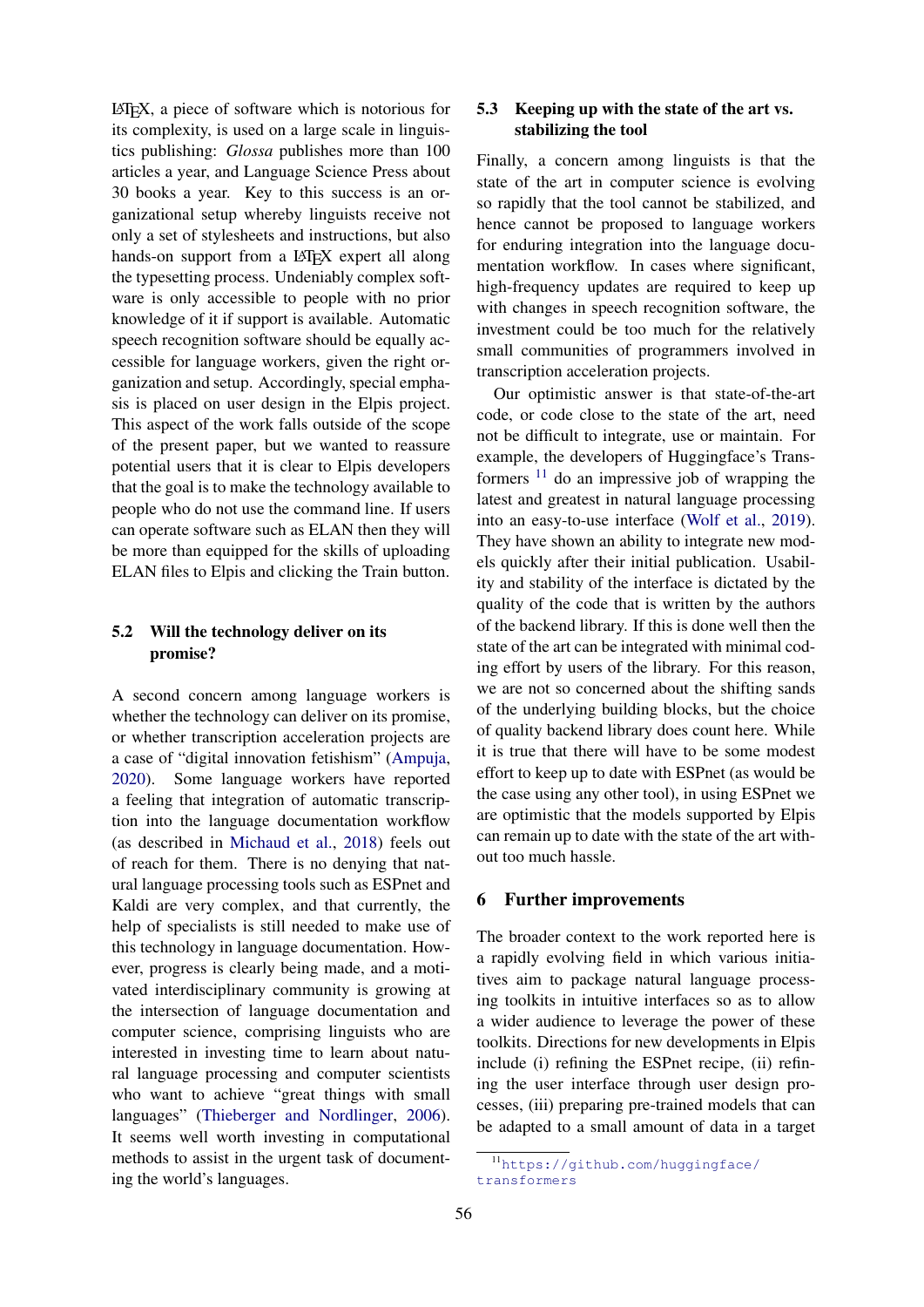LaTeX, a piece of software which is notorious for its complexity, is used on a large scale in linguistics publishing: *Glossa* publishes more than 100 articles a year, and Language Science Press about 30 books a year. Key to this success is an organizational setup whereby linguists receive not only a set of stylesheets and instructions, but also hands-on support from a LaTeX expert all along the typesetting process. Undeniably complex software is only accessible to people with no prior knowledge of it if support is available. Automatic speech recognition software should be equally accessible for language workers, given the right organization and setup. Accordingly, special emphasis is placed on user design in the Elpis project. This aspect of the work falls outside of the scope of the present paper, but we wanted to reassure potential users that it is clear to Elpis developers that the goal is to make the technology available to people who do not use the command line. If users can operate software such as ELAN then they will be more than equipped for the skills of uploading ELAN files to Elpis and clicking the Train button.

### 5.2 Will the technology deliver on its promise?

A second concern among language workers is whether the technology can deliver on its promise, or whether transcription acceleration projects are a case of "digital innovation fetishism" (Ampuja, 2020). Some language workers have reported a feeling that integration of automatic transcription into the language documentation workflow (as described in Michaud et al., 2018) feels out of reach for them. There is no denying that natural language processing tools such as ESPnet and Kaldi are very complex, and that currently, the help of specialists is still needed to make use of this technology in language documentation. However, progress is clearly being made, and a motivated interdisciplinary community is growing at the intersection of language documentation and computer science, comprising linguists who are interested in investing time to learn about natural language processing and computer scientists who want to achieve "great things with small languages" (Thieberger and Nordlinger, 2006). It seems well worth investing in computational methods to assist in the urgent task of documenting the world's languages.

### 5.3 Keeping up with the state of the art vs. stabilizing the tool

Finally, a concern among linguists is that the state of the art in computer science is evolving so rapidly that the tool cannot be stabilized, and hence cannot be proposed to language workers for enduring integration into the language documentation workflow. In cases where significant, high-frequency updates are required to keep up with changes in speech recognition software, the investment could be too much for the relatively small communities of programmers involved in transcription acceleration projects.

Our optimistic answer is that state-of-the-art code, or code close to the state of the art, need not be difficult to integrate, use or maintain. For example, the developers of Huggingface's Transformers [11] do an impressive job of wrapping the latest and greatest in natural language processing into an easy-to-use interface (Wolf et al., 2019). They have shown an ability to integrate new models quickly after their initial publication. Usability and stability of the interface is dictated by the quality of the code that is written by the authors of the backend library. If this is done well then the state of the art can be integrated with minimal coding effort by users of the library. For this reason, we are not so concerned about the shifting sands of the underlying building blocks, but the choice of quality backend library does count here. While it is true that there will have to be some modest effort to keep up to date with ESPnet (as would be the case using any other tool), in using ESPnet we are optimistic that the models supported by Elpis can remain up to date with the state of the art without too much hassle.

## 6 Further improvements

The broader context to the work reported here is a rapidly evolving field in which various initiatives aim to package natural language processing toolkits in intuitive interfaces so as to allow a wider audience to leverage the power of these toolkits. Directions for new developments in Elpis include (i) refining the ESPnet recipe, (ii) refining the user interface through user design processes, (iii) preparing pre-trained models that can be adapted to a small amount of data in a target

[11] https://github.com/huggingface/transformers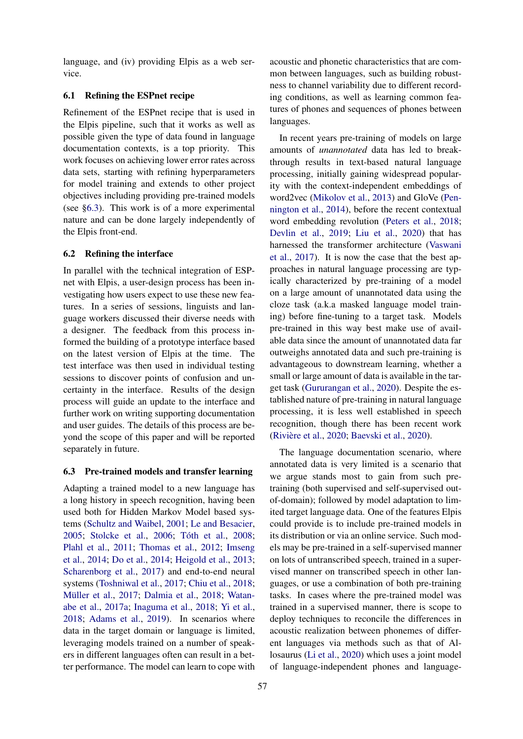language, and (iv) providing Elpis as a web service.

### 6.1 Refining the ESPnet recipe

Refinement of the ESPnet recipe that is used in the Elpis pipeline, such that it works as well as possible given the type of data found in language documentation contexts, is a top priority. This work focuses on achieving lower error rates across data sets, starting with refining hyperparameters for model training and extends to other project objectives including providing pre-trained models (see §6.3). This work is of a more experimental nature and can be done largely independently of the Elpis front-end.

### 6.2 Refining the interface

In parallel with the technical integration of ESPnet with Elpis, a user-design process has been investigating how users expect to use these new features. In a series of sessions, linguists and language workers discussed their diverse needs with a designer. The feedback from this process informed the building of a prototype interface based on the latest version of Elpis at the time. The test interface was then used in individual testing sessions to discover points of confusion and uncertainty in the interface. Results of the design process will guide an update to the interface and further work on writing supporting documentation and user guides. The details of this process are beyond the scope of this paper and will be reported separately in future.

### 6.3 Pre-trained models and transfer learning

Adapting a trained model to a new language has a long history in speech recognition, having been used both for Hidden Markov Model based systems (Schultz and Waibel, 2001; Le and Besacier, 2005; Stolcke et al., 2006; Tóth et al., 2008; Plahl et al., 2011; Thomas et al., 2012; Imseng et al., 2014; Do et al., 2014; Heigold et al., 2013; Scharenborg et al., 2017) and end-to-end neural systems (Toshniwal et al., 2017; Chiu et al., 2018; Müller et al., 2017; Dalmia et al., 2018; Watanabe et al., 2017a; Inaguma et al., 2018; Yi et al., 2018; Adams et al., 2019). In scenarios where data in the target domain or language is limited, leveraging models trained on a number of speakers in different languages often can result in a better performance. The model can learn to cope with acoustic and phonetic characteristics that are common between languages, such as building robustness to channel variability due to different recording conditions, as well as learning common features of phones and sequences of phones between languages.

In recent years pre-training of models on large amounts of *unannotated* data has led to breakthrough results in text-based natural language processing, initially gaining widespread popularity with the context-independent embeddings of word2vec (Mikolov et al., 2013) and GloVe (Pennington et al., 2014), before the recent contextual word embedding revolution (Peters et al., 2018; Devlin et al., 2019; Liu et al., 2020) that has harnessed the transformer architecture (Vaswani et al., 2017). It is now the case that the best approaches in natural language processing are typically characterized by pre-training of a model on a large amount of unannotated data using the cloze task (a.k.a masked language model training) before fine-tuning to a target task. Models pre-trained in this way best make use of available data since the amount of unannotated data far outweighs annotated data and such pre-training is advantageous to downstream learning, whether a small or large amount of data is available in the target task (Gururangan et al., 2020). Despite the established nature of pre-training in natural language processing, it is less well established in speech recognition, though there has been recent work (Rivière et al., 2020; Baevski et al., 2020).

The language documentation scenario, where annotated data is very limited is a scenario that we argue stands most to gain from such pre-training (both supervised and self-supervised out-of-domain); followed by model adaptation to limited target language data. One of the features Elpis could provide is to include pre-trained models in its distribution or via an online service. Such models may be pre-trained in a self-supervised manner on lots of untranscribed speech, trained in a supervised manner on transcribed speech in other languages, or use a combination of both pre-training tasks. In cases where the pre-trained model was trained in a supervised manner, there is scope to deploy techniques to reconcile the differences in acoustic realization between phonemes of different languages via methods such as that of Allosaurus (Li et al., 2020) which uses a joint model of language-independent phones and language-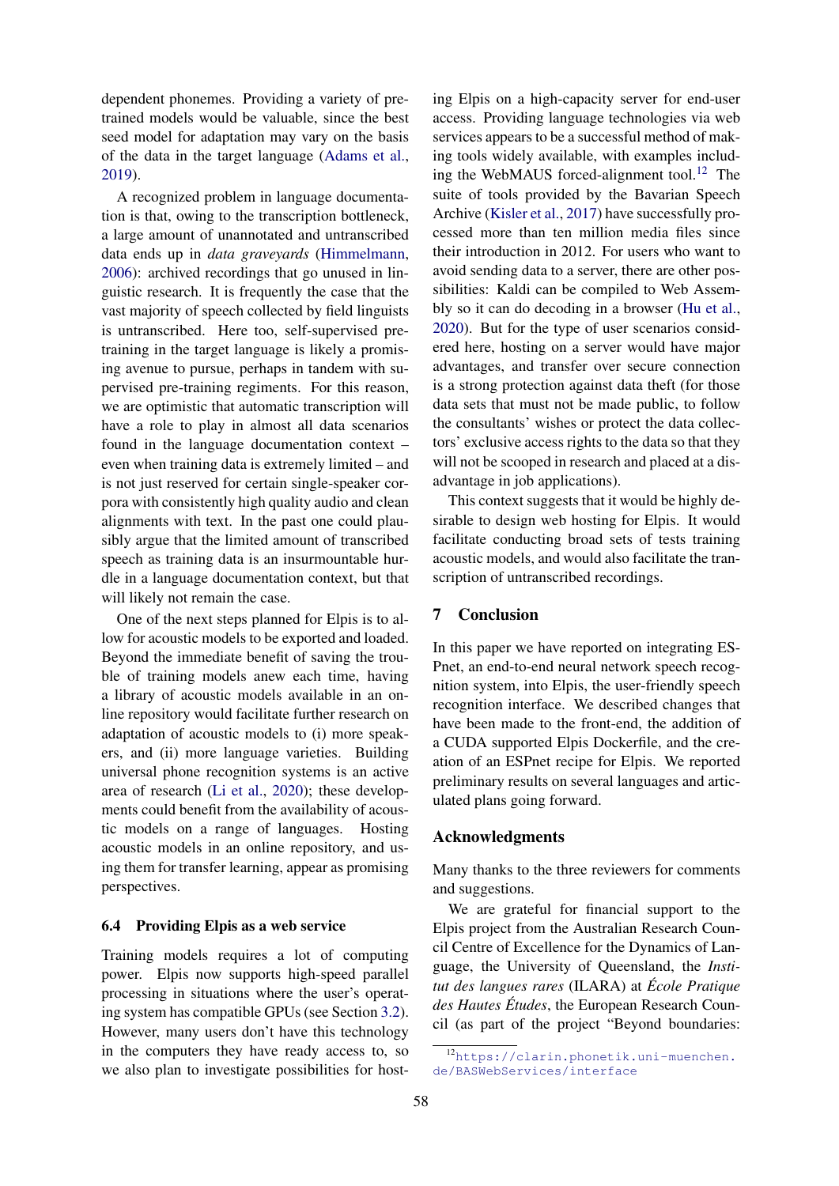dependent phonemes. Providing a variety of pre-trained models would be valuable, since the best seed model for adaptation may vary on the basis of the data in the target language (Adams et al., 2019).

A recognized problem in language documentation is that, owing to the transcription bottleneck, a large amount of unannotated and untranscribed data ends up in *data graveyards* (Himmelmann, 2006): archived recordings that go unused in linguistic research. It is frequently the case that the vast majority of speech collected by field linguists is untranscribed. Here too, self-supervised pre-training in the target language is likely a promising avenue to pursue, perhaps in tandem with supervised pre-training regiments. For this reason, we are optimistic that automatic transcription will have a role to play in almost all data scenarios found in the language documentation context – even when training data is extremely limited – and is not just reserved for certain single-speaker corpora with consistently high quality audio and clean alignments with text. In the past one could plausibly argue that the limited amount of transcribed speech as training data is an insurmountable hurdle in a language documentation context, but that will likely not remain the case.

One of the next steps planned for Elpis is to allow for acoustic models to be exported and loaded. Beyond the immediate benefit of saving the trouble of training models anew each time, having a library of acoustic models available in an online repository would facilitate further research on adaptation of acoustic models to (i) more speakers, and (ii) more language varieties. Building universal phone recognition systems is an active area of research (Li et al., 2020); these developments could benefit from the availability of acoustic models on a range of languages. Hosting acoustic models in an online repository, and using them for transfer learning, appear as promising perspectives.

### 6.4 Providing Elpis as a web service

Training models requires a lot of computing power. Elpis now supports high-speed parallel processing in situations where the user's operating system has compatible GPUs (see Section 3.2). However, many users don't have this technology in the computers they have ready access to, so we also plan to investigate possibilities for hosting Elpis on a high-capacity server for end-user access. Providing language technologies via web services appears to be a successful method of making tools widely available, with examples including the WebMAUS forced-alignment tool.[12] The suite of tools provided by the Bavarian Speech Archive (Kisler et al., 2017) have successfully processed more than ten million media files since their introduction in 2012. For users who want to avoid sending data to a server, there are other possibilities: Kaldi can be compiled to Web Assembly so it can do decoding in a browser (Hu et al., 2020). But for the type of user scenarios considered here, hosting on a server would have major advantages, and transfer over secure connection is a strong protection against data theft (for those data sets that must not be made public, to follow the consultants' wishes or protect the data collectors' exclusive access rights to the data so that they will not be scooped in research and placed at a disadvantage in job applications).

This context suggests that it would be highly desirable to design web hosting for Elpis. It would facilitate conducting broad sets of tests training acoustic models, and would also facilitate the transcription of untranscribed recordings.

## 7 Conclusion

In this paper we have reported on integrating ESPnet, an end-to-end neural network speech recognition system, into Elpis, the user-friendly speech recognition interface. We described changes that have been made to the front-end, the addition of a CUDA supported Elpis Dockerfile, and the creation of an ESPnet recipe for Elpis. We reported preliminary results on several languages and articulated plans going forward.

## Acknowledgments

Many thanks to the three reviewers for comments and suggestions.

We are grateful for financial support to the Elpis project from the Australian Research Council Centre of Excellence for the Dynamics of Language, the University of Queensland, the *Institut des langues rares* (ILARA) at *École Pratique des Hautes Études*, the European Research Council (as part of the project "Beyond boundaries:

[12] https://clarin.phonetik.uni-muenchen.de/BASWebServices/interface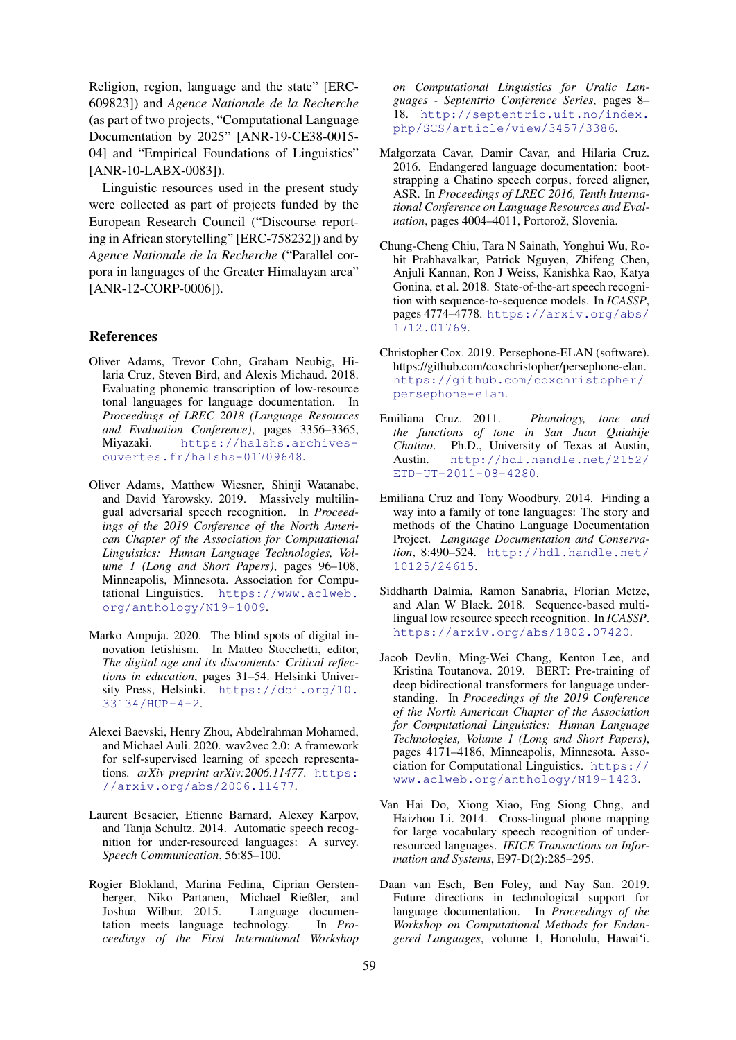Religion, region, language and the state" [ERC-609823]) and *Agence Nationale de la Recherche* (as part of two projects, "Computational Language Documentation by 2025" [ANR-19-CE38-0015-04] and "Empirical Foundations of Linguistics" [ANR-10-LABX-0083]).

Linguistic resources used in the present study were collected as part of projects funded by the European Research Council ("Discourse reporting in African storytelling" [ERC-758232]) and by *Agence Nationale de la Recherche* ("Parallel corpora in languages of the Greater Himalayan area" [ANR-12-CORP-0006]).

## References

Oliver Adams, Trevor Cohn, Graham Neubig, Hilaria Cruz, Steven Bird, and Alexis Michaud. 2018. Evaluating phonemic transcription of low-resource tonal languages for language documentation. In *Proceedings of LREC 2018 (Language Resources and Evaluation Conference)*, pages 3356–3365, Miyazaki. https://halshs.archives-ouvertes.fr/halshs-01709648.

Oliver Adams, Matthew Wiesner, Shinji Watanabe, and David Yarowsky. 2019. Massively multilingual adversarial speech recognition. In *Proceedings of the 2019 Conference of the North American Chapter of the Association for Computational Linguistics: Human Language Technologies, Volume 1 (Long and Short Papers)*, pages 96–108, Minneapolis, Minnesota. Association for Computational Linguistics. https://www.aclweb.org/anthology/N19-1009.

Marko Ampuja. 2020. The blind spots of digital innovation fetishism. In Matteo Stocchetti, editor, *The digital age and its discontents: Critical reflections in education*, pages 31–54. Helsinki University Press, Helsinki. https://doi.org/10.33134/HUP-4-2.

Alexei Baevski, Henry Zhou, Abdelrahman Mohamed, and Michael Auli. 2020. wav2vec 2.0: A framework for self-supervised learning of speech representations. *arXiv preprint arXiv:2006.11477*. https://arxiv.org/abs/2006.11477.

Laurent Besacier, Etienne Barnard, Alexey Karpov, and Tanja Schultz. 2014. Automatic speech recognition for under-resourced languages: A survey. *Speech Communication*, 56:85–100.

Rogier Blokland, Marina Fedina, Ciprian Gerstenberger, Niko Partanen, Michael Rießler, and Joshua Wilbur. 2015. Language documentation meets language technology. In *Proceedings of the First International Workshop on Computational Linguistics for Uralic Languages - Septentrio Conference Series*, pages 8–18. http://septentrio.uit.no/index.php/SCS/article/view/3457/3386.

Małgorzata Cavar, Damir Cavar, and Hilaria Cruz. 2016. Endangered language documentation: bootstrapping a Chatino speech corpus, forced aligner, ASR. In *Proceedings of LREC 2016, Tenth International Conference on Language Resources and Evaluation*, pages 4004–4011, Portorož, Slovenia.

Chung-Cheng Chiu, Tara N Sainath, Yonghui Wu, Rohit Prabhavalkar, Patrick Nguyen, Zhifeng Chen, Anjuli Kannan, Ron J Weiss, Kanishka Rao, Katya Gonina, et al. 2018. State-of-the-art speech recognition with sequence-to-sequence models. In *ICASSP*, pages 4774–4778. https://arxiv.org/abs/1712.01769.

Christopher Cox. 2019. Persephone-ELAN (software). https://github.com/coxchristopher/persephone-elan. https://github.com/coxchristopher/persephone-elan.

Emiliana Cruz. 2011. *Phonology, tone and the functions of tone in San Juan Quiahije Chatino*. Ph.D., University of Texas at Austin, Austin. http://hdl.handle.net/2152/ETD-UT-2011-08-4280.

Emiliana Cruz and Tony Woodbury. 2014. Finding a way into a family of tone languages: The story and methods of the Chatino Language Documentation Project. *Language Documentation and Conservation*, 8:490–524. http://hdl.handle.net/10125/24615.

Siddharth Dalmia, Ramon Sanabria, Florian Metze, and Alan W Black. 2018. Sequence-based multilingual low resource speech recognition. In *ICASSP*. https://arxiv.org/abs/1802.07420.

Jacob Devlin, Ming-Wei Chang, Kenton Lee, and Kristina Toutanova. 2019. BERT: Pre-training of deep bidirectional transformers for language understanding. In *Proceedings of the 2019 Conference of the North American Chapter of the Association for Computational Linguistics: Human Language Technologies, Volume 1 (Long and Short Papers)*, pages 4171–4186, Minneapolis, Minnesota. Association for Computational Linguistics. https://www.aclweb.org/anthology/N19-1423.

Van Hai Do, Xiong Xiao, Eng Siong Chng, and Haizhou Li. 2014. Cross-lingual phone mapping for large vocabulary speech recognition of under-resourced languages. *IEICE Transactions on Information and Systems*, E97-D(2):285–295.

Daan van Esch, Ben Foley, and Nay San. 2019. Future directions in technological support for language documentation. In *Proceedings of the Workshop on Computational Methods for Endangered Languages*, volume 1, Honolulu, Hawaiʻi.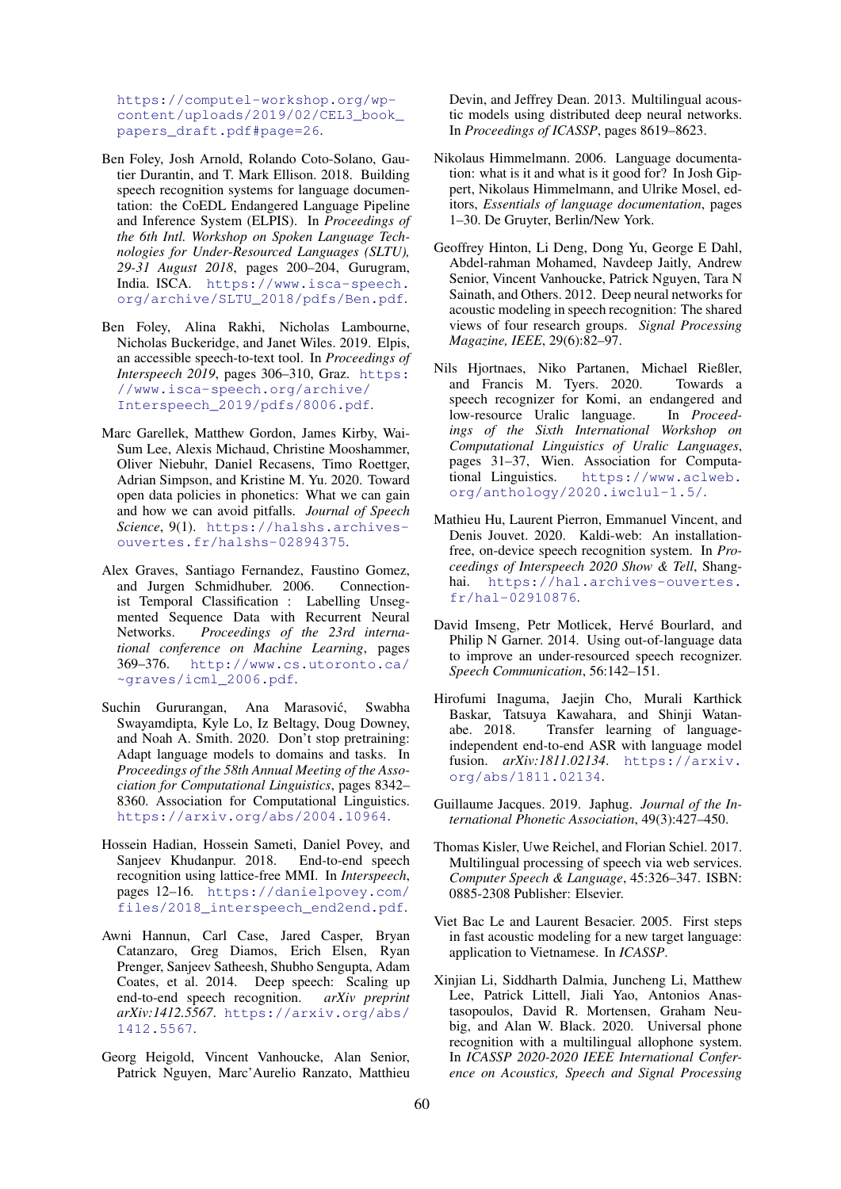https://computel-workshop.org/wp-content/uploads/2019/02/CEL3_book_papers_draft.pdf#page=26.

Ben Foley, Josh Arnold, Rolando Coto-Solano, Gautier Durantin, and T. Mark Ellison. 2018. Building speech recognition systems for language documentation: the CoEDL Endangered Language Pipeline and Inference System (ELPIS). In *Proceedings of the 6th Intl. Workshop on Spoken Language Technologies for Under-Resourced Languages (SLTU), 29-31 August 2018*, pages 200–204, Gurugram, India. ISCA. https://www.isca-speech.org/archive/SLTU_2018/pdfs/Ben.pdf.

Ben Foley, Alina Rakhi, Nicholas Lambourne, Nicholas Buckeridge, and Janet Wiles. 2019. Elpis, an accessible speech-to-text tool. In *Proceedings of Interspeech 2019*, pages 306–310, Graz. https://www.isca-speech.org/archive/Interspeech_2019/pdfs/8006.pdf.

Marc Garellek, Matthew Gordon, James Kirby, Wai-Sum Lee, Alexis Michaud, Christine Mooshammer, Oliver Niebuhr, Daniel Recasens, Timo Roettger, Adrian Simpson, and Kristine M. Yu. 2020. Toward open data policies in phonetics: What we can gain and how we can avoid pitfalls. *Journal of Speech Science*, 9(1). https://halshs.archives-ouvertes.fr/halshs-02894375.

Alex Graves, Santiago Fernandez, Faustino Gomez, and Jurgen Schmidhuber. 2006. Connectionist Temporal Classification : Labelling Unsegmented Sequence Data with Recurrent Neural Networks. *Proceedings of the 23rd international conference on Machine Learning*, pages 369–376. http://www.cs.utoronto.ca/~graves/icml_2006.pdf.

Suchin Gururangan, Ana Marasović, Swabha Swayamdipta, Kyle Lo, Iz Beltagy, Doug Downey, and Noah A. Smith. 2020. Don't stop pretraining: Adapt language models to domains and tasks. In *Proceedings of the 58th Annual Meeting of the Association for Computational Linguistics*, pages 8342–8360. Association for Computational Linguistics. https://arxiv.org/abs/2004.10964.

Hossein Hadian, Hossein Sameti, Daniel Povey, and Sanjeev Khudanpur. 2018. End-to-end speech recognition using lattice-free MMI. In *Interspeech*, pages 12–16. https://danielpovey.com/files/2018_interspeech_end2end.pdf.

Awni Hannun, Carl Case, Jared Casper, Bryan Catanzaro, Greg Diamos, Erich Elsen, Ryan Prenger, Sanjeev Satheesh, Shubho Sengupta, Adam Coates, et al. 2014. Deep speech: Scaling up end-to-end speech recognition. *arXiv preprint arXiv:1412.5567*. https://arxiv.org/abs/1412.5567.

Georg Heigold, Vincent Vanhoucke, Alan Senior, Patrick Nguyen, Marc'Aurelio Ranzato, Matthieu Devin, and Jeffrey Dean. 2013. Multilingual acoustic models using distributed deep neural networks. In *Proceedings of ICASSP*, pages 8619–8623.

Nikolaus Himmelmann. 2006. Language documentation: what is it and what is it good for? In Josh Gippert, Nikolaus Himmelmann, and Ulrike Mosel, editors, *Essentials of language documentation*, pages 1–30. De Gruyter, Berlin/New York.

Geoffrey Hinton, Li Deng, Dong Yu, George E Dahl, Abdel-rahman Mohamed, Navdeep Jaitly, Andrew Senior, Vincent Vanhoucke, Patrick Nguyen, Tara N Sainath, and Others. 2012. Deep neural networks for acoustic modeling in speech recognition: The shared views of four research groups. *Signal Processing Magazine, IEEE*, 29(6):82–97.

Nils Hjortnaes, Niko Partanen, Michael Rießler, and Francis M. Tyers. 2020. Towards a speech recognizer for Komi, an endangered and low-resource Uralic language. In *Proceedings of the Sixth International Workshop on Computational Linguistics of Uralic Languages*, pages 31–37, Wien. Association for Computational Linguistics. https://www.aclweb.org/anthology/2020.iwclul-1.5/.

Mathieu Hu, Laurent Pierron, Emmanuel Vincent, and Denis Jouvet. 2020. Kaldi-web: An installation-free, on-device speech recognition system. In *Proceedings of Interspeech 2020 Show & Tell*, Shanghai. https://hal.archives-ouvertes.fr/hal-02910876.

David Imseng, Petr Motlicek, Hervé Bourlard, and Philip N Garner. 2014. Using out-of-language data to improve an under-resourced speech recognizer. *Speech Communication*, 56:142–151.

Hirofumi Inaguma, Jaejin Cho, Murali Karthick Baskar, Tatsuya Kawahara, and Shinji Watanabe. 2018. Transfer learning of language-independent end-to-end ASR with language model fusion. *arXiv:1811.02134*. https://arxiv.org/abs/1811.02134.

Guillaume Jacques. 2019. Japhug. *Journal of the International Phonetic Association*, 49(3):427–450.

Thomas Kisler, Uwe Reichel, and Florian Schiel. 2017. Multilingual processing of speech via web services. *Computer Speech & Language*, 45:326–347. ISBN: 0885-2308 Publisher: Elsevier.

Viet Bac Le and Laurent Besacier. 2005. First steps in fast acoustic modeling for a new target language: application to Vietnamese. In *ICASSP*.

Xinjian Li, Siddharth Dalmia, Juncheng Li, Matthew Lee, Patrick Littell, Jiali Yao, Antonios Anastasopoulos, David R. Mortensen, Graham Neubig, and Alan W. Black. 2020. Universal phone recognition with a multilingual allophone system. In *ICASSP 2020-2020 IEEE International Conference on Acoustics, Speech and Signal Processing*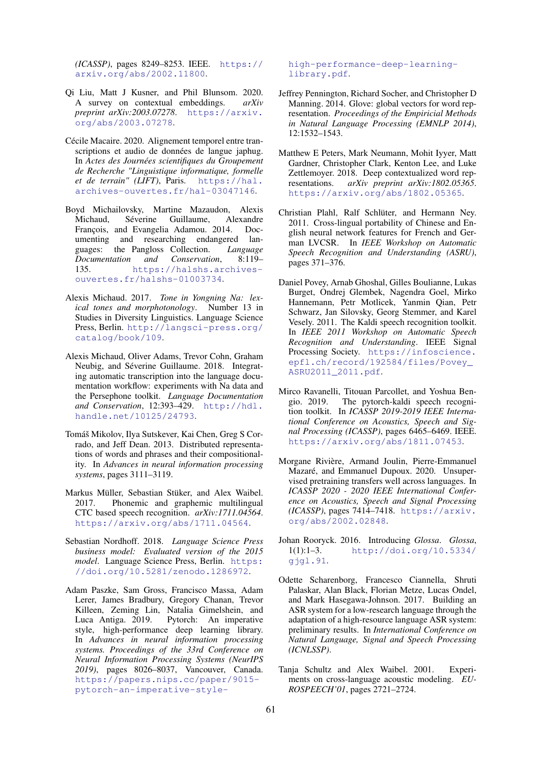(*ICASSP*), pages 8249–8253. IEEE. https://arxiv.org/abs/2002.11800.

Qi Liu, Matt J Kusner, and Phil Blunsom. 2020. A survey on contextual embeddings. *arXiv preprint arXiv:2003.07278*. https://arxiv.org/abs/2003.07278.

Cécile Macaire. 2020. Alignement temporel entre transcriptions et audio de données de langue japhug. In *Actes des Journées scientifiques du Groupement de Recherche "Linguistique informatique, formelle et de terrain" (LIFT)*, Paris. https://hal.archives-ouvertes.fr/hal-03047146.

Boyd Michailovsky, Martine Mazaudon, Alexis Michaud, Séverine Guillaume, Alexandre François, and Evangelia Adamou. 2014. Documenting and researching endangered languages: the Pangloss Collection. *Language Documentation and Conservation*, 8:119–135. https://halshs.archives-ouvertes.fr/halshs-01003734.

Alexis Michaud. 2017. *Tone in Yongning Na: lexical tones and morphotonology*. Number 13 in Studies in Diversity Linguistics. Language Science Press, Berlin. http://langsci-press.org/catalog/book/109.

Alexis Michaud, Oliver Adams, Trevor Cohn, Graham Neubig, and Séverine Guillaume. 2018. Integrating automatic transcription into the language documentation workflow: experiments with Na data and the Persephone toolkit. *Language Documentation and Conservation*, 12:393–429. http://hdl.handle.net/10125/24793.

Tomáš Mikolov, Ilya Sutskever, Kai Chen, Greg S Corrado, and Jeff Dean. 2013. Distributed representations of words and phrases and their compositionality. In *Advances in neural information processing systems*, pages 3111–3119.

Markus Müller, Sebastian Stüker, and Alex Waibel. 2017. Phonemic and graphemic multilingual CTC based speech recognition. *arXiv:1711.04564*. https://arxiv.org/abs/1711.04564.

Sebastian Nordhoff. 2018. *Language Science Press business model: Evaluated version of the 2015 model*. Language Science Press, Berlin. https://doi.org/10.5281/zenodo.1286972.

Adam Paszke, Sam Gross, Francisco Massa, Adam Lerer, James Bradbury, Gregory Chanan, Trevor Killeen, Zeming Lin, Natalia Gimelshein, and Luca Antiga. 2019. Pytorch: An imperative style, high-performance deep learning library. In *Advances in neural information processing systems. Proceedings of the 33rd Conference on Neural Information Processing Systems (NeurIPS 2019)*, pages 8026–8037, Vancouver, Canada. https://papers.nips.cc/paper/9015-pytorch-an-imperative-style-high-performance-deep-learning-library.pdf.

Jeffrey Pennington, Richard Socher, and Christopher D Manning. 2014. Glove: global vectors for word representation. *Proceedings of the Empiricial Methods in Natural Language Processing (EMNLP 2014)*, 12:1532–1543.

Matthew E Peters, Mark Neumann, Mohit Iyyer, Matt Gardner, Christopher Clark, Kenton Lee, and Luke Zettlemoyer. 2018. Deep contextualized word representations. *arXiv preprint arXiv:1802.05365*. https://arxiv.org/abs/1802.05365.

Christian Plahl, Ralf Schlüter, and Hermann Ney. 2011. Cross-lingual portability of Chinese and English neural network features for French and German LVCSR. In *IEEE Workshop on Automatic Speech Recognition and Understanding (ASRU)*, pages 371–376.

Daniel Povey, Arnab Ghoshal, Gilles Boulianne, Lukas Burget, Ondrej Glembek, Nagendra Goel, Mirko Hannemann, Petr Motlicek, Yanmin Qian, Petr Schwarz, Jan Silovsky, Georg Stemmer, and Karel Vesely. 2011. The Kaldi speech recognition toolkit. In *IEEE 2011 Workshop on Automatic Speech Recognition and Understanding*. IEEE Signal Processing Society. https://infoscience.epfl.ch/record/192584/files/Povey_ASRU2011_2011.pdf.

Mirco Ravanelli, Titouan Parcollet, and Yoshua Bengio. 2019. The pytorch-kaldi speech recognition toolkit. In *ICASSP 2019-2019 IEEE International Conference on Acoustics, Speech and Signal Processing (ICASSP)*, pages 6465–6469. IEEE. https://arxiv.org/abs/1811.07453.

Morgane Rivière, Armand Joulin, Pierre-Emmanuel Mazaré, and Emmanuel Dupoux. 2020. Unsupervised pretraining transfers well across languages. In *ICASSP 2020 - 2020 IEEE International Conference on Acoustics, Speech and Signal Processing (ICASSP)*, pages 7414–7418. https://arxiv.org/abs/2002.02848.

Johan Rooryck. 2016. Introducing *Glossa*. *Glossa*, 1(1):1–3. http://doi.org/10.5334/gjgl.91.

Odette Scharenborg, Francesco Ciannella, Shruti Palaskar, Alan Black, Florian Metze, Lucas Ondel, and Mark Hasegawa-Johnson. 2017. Building an ASR system for a low-research language through the adaptation of a high-resource language ASR system: preliminary results. In *International Conference on Natural Language, Signal and Speech Processing (ICNLSSP)*.

Tanja Schultz and Alex Waibel. 2001. Experiments on cross-language acoustic modeling. *EUROSPEECH'01*, pages 2721–2724.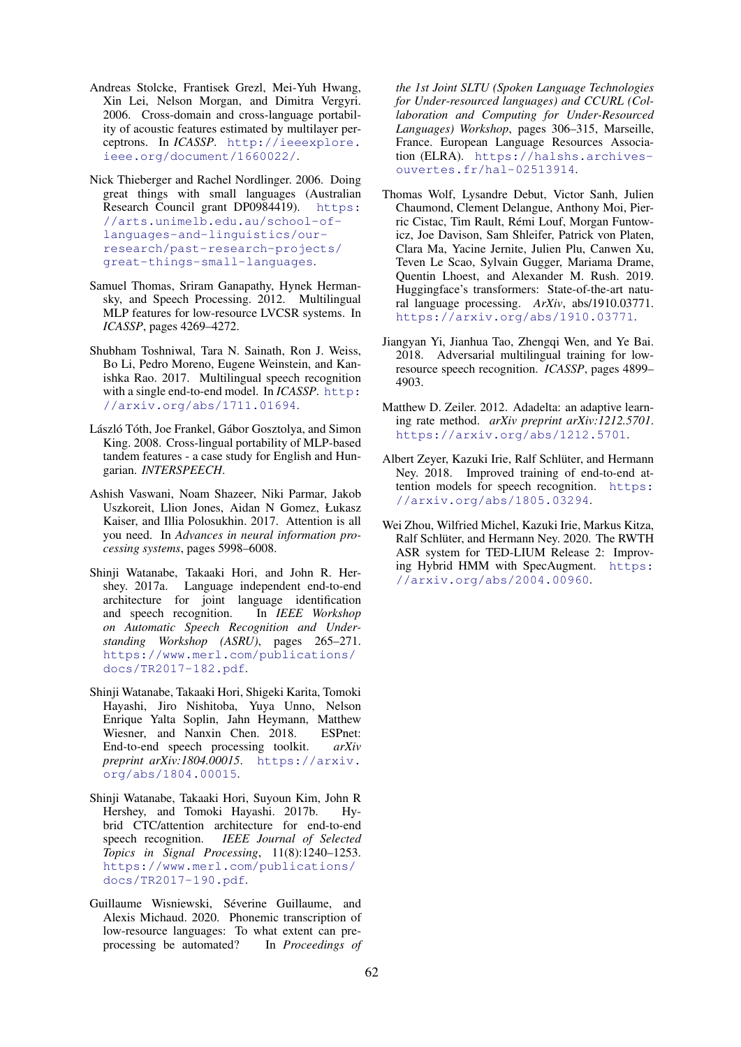Andreas Stolcke, Frantisek Grezl, Mei-Yuh Hwang, Xin Lei, Nelson Morgan, and Dimitra Vergyri. 2006. Cross-domain and cross-language portability of acoustic features estimated by multilayer perceptrons. In *ICASSP*. http://ieeexplore.ieee.org/document/1660022/.

Nick Thieberger and Rachel Nordlinger. 2006. Doing great things with small languages (Australian Research Council grant DP0984419). https://arts.unimelb.edu.au/school-of-languages-and-linguistics/our-research/past-research-projects/great-things-small-languages.

Samuel Thomas, Sriram Ganapathy, Hynek Hermansky, and Speech Processing. 2012. Multilingual MLP features for low-resource LVCSR systems. In *ICASSP*, pages 4269–4272.

Shubham Toshniwal, Tara N. Sainath, Ron J. Weiss, Bo Li, Pedro Moreno, Eugene Weinstein, and Kanishka Rao. 2017. Multilingual speech recognition with a single end-to-end model. In *ICASSP*. http://arxiv.org/abs/1711.01694.

László Tóth, Joe Frankel, Gábor Gosztolya, and Simon King. 2008. Cross-lingual portability of MLP-based tandem features - a case study for English and Hungarian. *INTERSPEECH*.

Ashish Vaswani, Noam Shazeer, Niki Parmar, Jakob Uszkoreit, Llion Jones, Aidan N Gomez, Łukasz Kaiser, and Illia Polosukhin. 2017. Attention is all you need. In *Advances in neural information processing systems*, pages 5998–6008.

Shinji Watanabe, Takaaki Hori, and John R. Hershey. 2017a. Language independent end-to-end architecture for joint language identification and speech recognition. In *IEEE Workshop on Automatic Speech Recognition and Understanding Workshop (ASRU)*, pages 265–271. https://www.merl.com/publications/docs/TR2017-182.pdf.

Shinji Watanabe, Takaaki Hori, Shigeki Karita, Tomoki Hayashi, Jiro Nishitoba, Yuya Unno, Nelson Enrique Yalta Soplin, Jahn Heymann, Matthew Wiesner, and Nanxin Chen. 2018. ESPnet: End-to-end speech processing toolkit. *arXiv preprint arXiv:1804.00015*. https://arxiv.org/abs/1804.00015.

Shinji Watanabe, Takaaki Hori, Suyoun Kim, John R Hershey, and Tomoki Hayashi. 2017b. Hybrid CTC/attention architecture for end-to-end speech recognition. *IEEE Journal of Selected Topics in Signal Processing*, 11(8):1240–1253. https://www.merl.com/publications/docs/TR2017-190.pdf.

Guillaume Wisniewski, Séverine Guillaume, and Alexis Michaud. 2020. Phonemic transcription of low-resource languages: To what extent can preprocessing be automated? In *Proceedings of the 1st Joint SLTU (Spoken Language Technologies for Under-resourced languages) and CCURL (Collaboration and Computing for Under-Resourced Languages) Workshop*, pages 306–315, Marseille, France. European Language Resources Association (ELRA). https://halshs.archives-ouvertes.fr/hal-02513914.

Thomas Wolf, Lysandre Debut, Victor Sanh, Julien Chaumond, Clement Delangue, Anthony Moi, Pierric Cistac, Tim Rault, Rémi Louf, Morgan Funtowicz, Joe Davison, Sam Shleifer, Patrick von Platen, Clara Ma, Yacine Jernite, Julien Plu, Canwen Xu, Teven Le Scao, Sylvain Gugger, Mariama Drame, Quentin Lhoest, and Alexander M. Rush. 2019. Huggingface's transformers: State-of-the-art natural language processing. *ArXiv*, abs/1910.03771. https://arxiv.org/abs/1910.03771.

Jiangyan Yi, Jianhua Tao, Zhengqi Wen, and Ye Bai. 2018. Adversarial multilingual training for low-resource speech recognition. *ICASSP*, pages 4899–4903.

Matthew D. Zeiler. 2012. Adadelta: an adaptive learning rate method. *arXiv preprint arXiv:1212.5701*. https://arxiv.org/abs/1212.5701.

Albert Zeyer, Kazuki Irie, Ralf Schlüter, and Hermann Ney. 2018. Improved training of end-to-end attention models for speech recognition. https://arxiv.org/abs/1805.03294.

Wei Zhou, Wilfried Michel, Kazuki Irie, Markus Kitza, Ralf Schlüter, and Hermann Ney. 2020. The RWTH ASR system for TED-LIUM Release 2: Improving Hybrid HMM with SpecAugment. https://arxiv.org/abs/2004.00960.